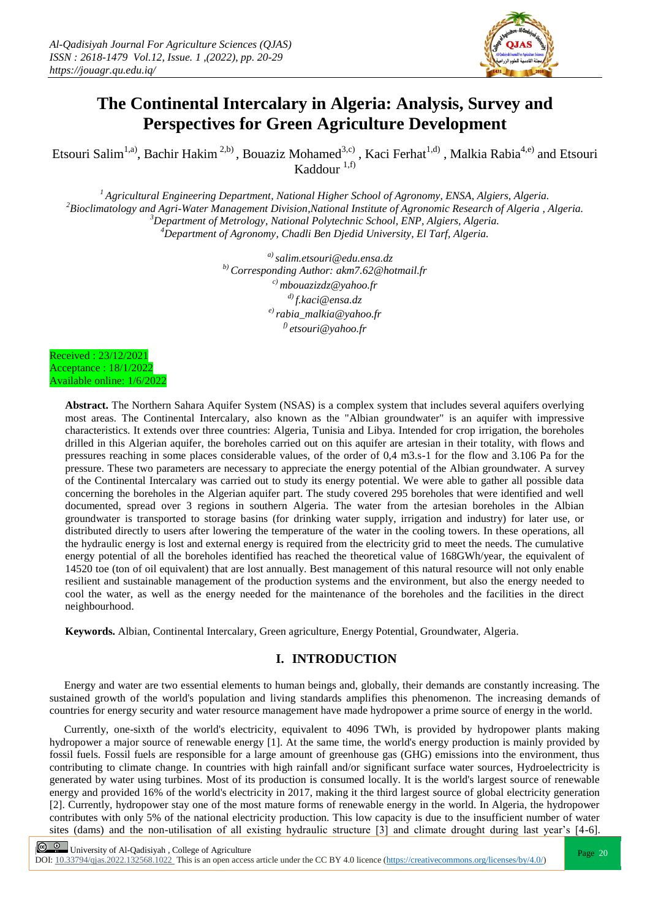# The Continental Intercalary in Algeria: Analysis, Survey and Perspectives for Green Agriculture Development

Etsouri Salim[1,a)], Bachir Hakim [2,b)], Bouaziz Mohamed[3,c)], Kaci Ferhat[1,d)], Malkia Rabia[4,e)] and Etsouri Kaddour [1,f)]

[1] *Agricultural Engineering Department, National Higher School of Agronomy, ENSA, Algiers, Algeria.*
[2] *Bioclimatology and Agri-Water Management Division, National Institute of Agronomic Research of Algeria , Algeria.*
[3] *Department of Metrology, National Polytechnic School, ENP, Algiers, Algeria.*
[4] *Department of Agronomy, Chadli Ben Djedid University, El Tarf, Algeria.*

[a)] *salim.etsouri@edu.ensa.dz*
[b)] *Corresponding Author: akm7.62@hotmail.fr*
[c)] *mbouazizdz@yahoo.fr*
[d)] *f.kaci@ensa.dz*
[e)] *rabia_malkia@yahoo.fr*
[f)] *etsouri@yahoo.fr*

Received : 23/12/2021
Acceptance : 18/1/2022
Available online: 1/6/2022

**Abstract.** The Northern Sahara Aquifer System (NSAS) is a complex system that includes several aquifers overlying most areas. The Continental Intercalary, also known as the "Albian groundwater" is an aquifer with impressive characteristics. It extends over three countries: Algeria, Tunisia and Libya. Intended for crop irrigation, the boreholes drilled in this Algerian aquifer, the boreholes carried out on this aquifer are artesian in their totality, with flows and pressures reaching in some places considerable values, of the order of 0,4 m3.s-1 for the flow and 3.106 Pa for the pressure. These two parameters are necessary to appreciate the energy potential of the Albian groundwater. A survey of the Continental Intercalary was carried out to study its energy potential. We were able to gather all possible data concerning the boreholes in the Algerian aquifer part. The study covered 295 boreholes that were identified and well documented, spread over 3 regions in southern Algeria. The water from the artesian boreholes in the Albian groundwater is transported to storage basins (for drinking water supply, irrigation and industry) for later use, or distributed directly to users after lowering the temperature of the water in the cooling towers. In these operations, all the hydraulic energy is lost and external energy is required from the electricity grid to meet the needs. The cumulative energy potential of all the boreholes identified has reached the theoretical value of 168GWh/year, the equivalent of 14520 toe (ton of oil equivalent) that are lost annually. Best management of this natural resource will not only enable resilient and sustainable management of the production systems and the environment, but also the energy needed to cool the water, as well as the energy needed for the maintenance of the boreholes and the facilities in the direct neighbourhood.

**Keywords.** Albian, Continental Intercalary, Green agriculture, Energy Potential, Groundwater, Algeria.

## I. INTRODUCTION

Energy and water are two essential elements to human beings and, globally, their demands are constantly increasing. The sustained growth of the world's population and living standards amplifies this phenomenon. The increasing demands of countries for energy security and water resource management have made hydropower a prime source of energy in the world.

Currently, one-sixth of the world's electricity, equivalent to 4096 TWh, is provided by hydropower plants making hydropower a major source of renewable energy [1]. At the same time, the world's energy production is mainly provided by fossil fuels. Fossil fuels are responsible for a large amount of greenhouse gas (GHG) emissions into the environment, thus contributing to climate change. In countries with high rainfall and/or significant surface water sources, Hydroelectricity is generated by water using turbines. Most of its production is consumed locally. It is the world's largest source of renewable energy and provided 16% of the world's electricity in 2017, making it the third largest source of global electricity generation [2]. Currently, hydropower stay one of the most mature forms of renewable energy in the world. In Algeria, the hydropower contributes with only 5% of the national electricity production. This low capacity is due to the insufficient number of water sites (dams) and the non-utilisation of all existing hydraulic structure [3] and climate drought during last year's [4-6].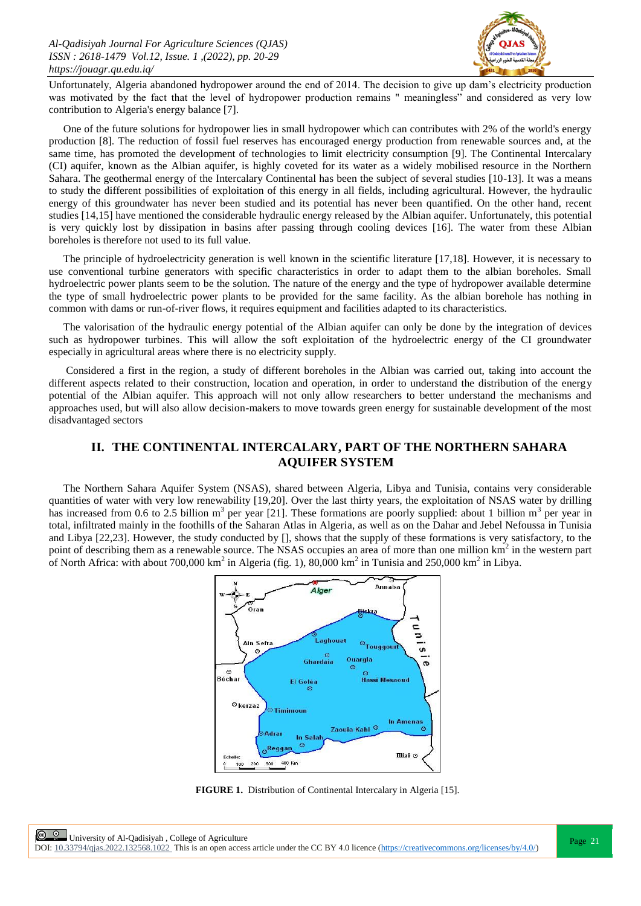Unfortunately, Algeria abandoned hydropower around the end of 2014. The decision to give up dam's electricity production was motivated by the fact that the level of hydropower production remains " meaningless" and considered as very low contribution to Algeria's energy balance [7].

One of the future solutions for hydropower lies in small hydropower which can contributes with 2% of the world's energy production [8]. The reduction of fossil fuel reserves has encouraged energy production from renewable sources and, at the same time, has promoted the development of technologies to limit electricity consumption [9]. The Continental Intercalary (CI) aquifer, known as the Albian aquifer, is highly coveted for its water as a widely mobilised resource in the Northern Sahara. The geothermal energy of the Intercalary Continental has been the subject of several studies [10-13]. It was a means to study the different possibilities of exploitation of this energy in all fields, including agricultural. However, the hydraulic energy of this groundwater has never been studied and its potential has never been quantified. On the other hand, recent studies [14,15] have mentioned the considerable hydraulic energy released by the Albian aquifer. Unfortunately, this potential is very quickly lost by dissipation in basins after passing through cooling devices [16]. The water from these Albian boreholes is therefore not used to its full value.

The principle of hydroelectricity generation is well known in the scientific literature [17,18]. However, it is necessary to use conventional turbine generators with specific characteristics in order to adapt them to the albian boreholes. Small hydroelectric power plants seem to be the solution. The nature of the energy and the type of hydropower available determine the type of small hydroelectric power plants to be provided for the same facility. As the albian borehole has nothing in common with dams or run-of-river flows, it requires equipment and facilities adapted to its characteristics.

The valorisation of the hydraulic energy potential of the Albian aquifer can only be done by the integration of devices such as hydropower turbines. This will allow the soft exploitation of the hydroelectric energy of the CI groundwater especially in agricultural areas where there is no electricity supply.

Considered a first in the region, a study of different boreholes in the Albian was carried out, taking into account the different aspects related to their construction, location and operation, in order to understand the distribution of the energy potential of the Albian aquifer. This approach will not only allow researchers to better understand the mechanisms and approaches used, but will also allow decision-makers to move towards green energy for sustainable development of the most disadvantaged sectors

## II. THE CONTINENTAL INTERCALARY, PART OF THE NORTHERN SAHARA AQUIFER SYSTEM

The Northern Sahara Aquifer System (NSAS), shared between Algeria, Libya and Tunisia, contains very considerable quantities of water with very low renewability [19,20]. Over the last thirty years, the exploitation of NSAS water by drilling has increased from 0.6 to 2.5 billion $m^3$ per year [21]. These formations are poorly supplied: about 1 billion $m^3$ per year in total, infiltrated mainly in the foothills of the Saharan Atlas in Algeria, as well as on the Dahar and Jebel Nefoussa in Tunisia and Libya [22,23]. However, the study conducted by [], shows that the supply of these formations is very satisfactory, to the point of describing them as a renewable source. The NSAS occupies an area of more than one million $km^2$ in the western part of North Africa: with about 700,000 $km^2$ in Algeria (fig. 1), 80,000 $km^2$ in Tunisia and 250,000 $km^2$ in Libya.

**FIGURE 1.** Distribution of Continental Intercalary in Algeria [15].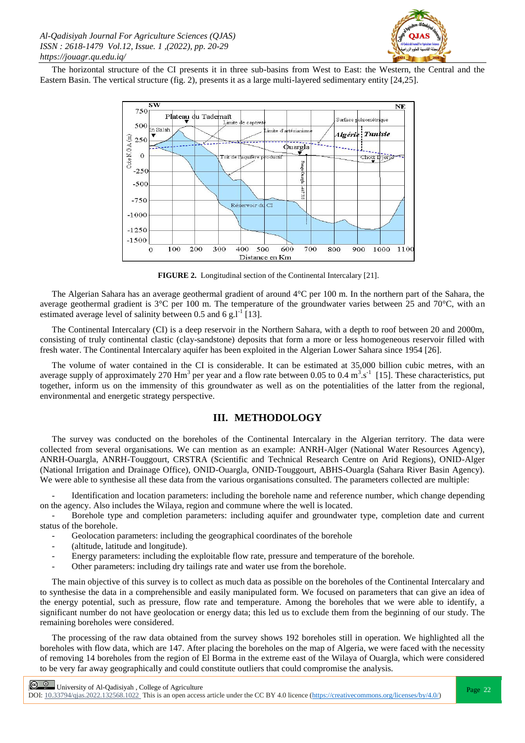The horizontal structure of the CI presents it in three sub-basins from West to East: the Western, the Central and the Eastern Basin. The vertical structure (fig. 2), presents it as a large multi-layered sedimentary entity [24,25].

**FIGURE 2.** Longitudinal section of the Continental Intercalary [21].

The Algerian Sahara has an average geothermal gradient of around 4°C per 100 m. In the northern part of the Sahara, the average geothermal gradient is 3°C per 100 m. The temperature of the groundwater varies between 25 and 70°C, with an estimated average level of salinity between 0.5 and 6 $g.l^{-1}$ [13].

The Continental Intercalary (CI) is a deep reservoir in the Northern Sahara, with a depth to roof between 20 and 2000m, consisting of truly continental clastic (clay-sandstone) deposits that form a more or less homogeneous reservoir filled with fresh water. The Continental Intercalary aquifer has been exploited in the Algerian Lower Sahara since 1954 [26].

The volume of water contained in the CI is considerable. It can be estimated at 35,000 billion cubic metres, with an average supply of approximately 270 $Hm^3$ per year and a flow rate between 0.05 to 0.4 $m^3.s^{-1}$ [15]. These characteristics, put together, inform us on the immensity of this groundwater as well as on the potentialities of the latter from the regional, environmental and energetic strategy perspective.

## III. METHODOLOGY

The survey was conducted on the boreholes of the Continental Intercalary in the Algerian territory. The data were collected from several organisations. We can mention as an example: ANRH-Alger (National Water Resources Agency), ANRH-Ouargla, ANRH-Touggourt, CRSTRA (Scientific and Technical Research Centre on Arid Regions), ONID-Alger (National Irrigation and Drainage Office), ONID-Ouargla, ONID-Touggourt, ABHS-Ouargla (Sahara River Basin Agency). We were able to synthesise all these data from the various organisations consulted. The parameters collected are multiple:

- Identification and location parameters: including the borehole name and reference number, which change depending on the agency. Also includes the Wilaya, region and commune where the well is located.
- Borehole type and completion parameters: including aquifer and groundwater type, completion date and current status of the borehole.
- Geolocation parameters: including the geographical coordinates of the borehole
- (altitude, latitude and longitude).
- Energy parameters: including the exploitable flow rate, pressure and temperature of the borehole.
- Other parameters: including dry tailings rate and water use from the borehole.

The main objective of this survey is to collect as much data as possible on the boreholes of the Continental Intercalary and to synthesise the data in a comprehensible and easily manipulated form. We focused on parameters that can give an idea of the energy potential, such as pressure, flow rate and temperature. Among the boreholes that we were able to identify, a significant number do not have geolocation or energy data; this led us to exclude them from the beginning of our study. The remaining boreholes were considered.

The processing of the raw data obtained from the survey shows 192 boreholes still in operation. We highlighted all the boreholes with flow data, which are 147. After placing the boreholes on the map of Algeria, we were faced with the necessity of removing 14 boreholes from the region of El Borma in the extreme east of the Wilaya of Ouargla, which were considered to be very far away geographically and could constitute outliers that could compromise the analysis.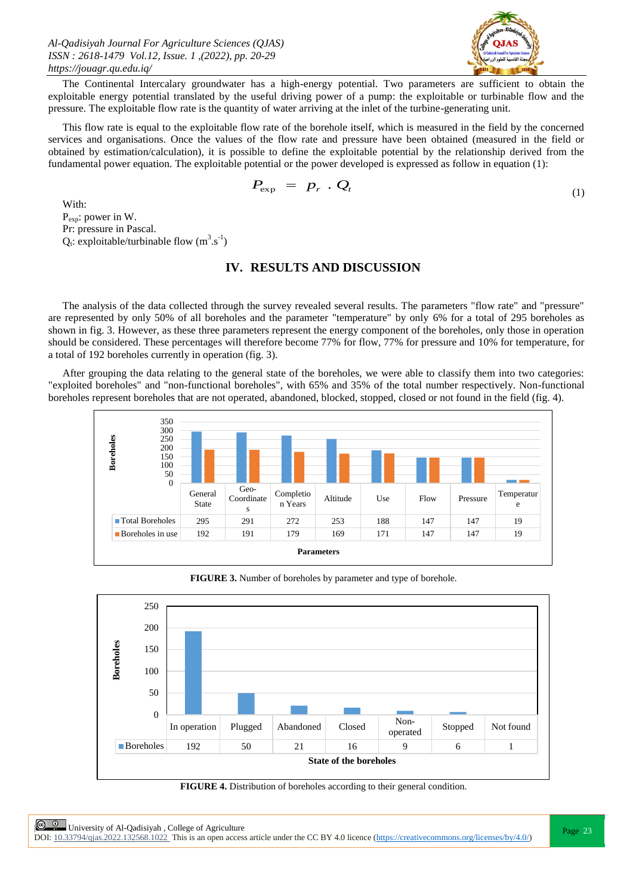The Continental Intercalary groundwater has a high-energy potential. Two parameters are sufficient to obtain the exploitable energy potential translated by the useful driving power of a pump: the exploitable or turbinable flow and the pressure. The exploitable flow rate is the quantity of water arriving at the inlet of the turbine-generating unit.

This flow rate is equal to the exploitable flow rate of the borehole itself, which is measured in the field by the concerned services and organisations. Once the values of the flow rate and pressure have been obtained (measured in the field or obtained by estimation/calculation), it is possible to define the exploitable potential by the relationship derived from the fundamental power equation. The exploitable potential or the power developed is expressed as follow in equation (1):

$$P_{\exp} = p_r \cdot Q_t \tag{1}$$

With:
$P_{exp}$: power in W.
Pr: pressure in Pascal.
$Q_t$: exploitable/turbinable flow ($m^3.s^{-1}$)

## IV. RESULTS AND DISCUSSION

The analysis of the data collected through the survey revealed several results. The parameters "flow rate" and "pressure" are represented by only 50% of all boreholes and the parameter "temperature" by only 6% for a total of 295 boreholes as shown in fig. 3. However, as these three parameters represent the energy component of the boreholes, only those in operation should be considered. These percentages will therefore become 77% for flow, 77% for pressure and 10% for temperature, for a total of 192 boreholes currently in operation (fig. 3).

After grouping the data relating to the general state of the boreholes, we were able to classify them into two categories: "exploited boreholes" and "non-functional boreholes", with 65% and 35% of the total number respectively. Non-functional boreholes represent boreholes that are not operated, abandoned, blocked, stopped, closed or not found in the field (fig. 4).

| Parameters | General State | Geo-Coordinates | Completion Years | Altitude | Use | Flow | Pressure | Temperature |
|---|---|---|---|---|---|---|---|---|
| Total Boreholes | 295 | 291 | 272 | 253 | 188 | 147 | 147 | 19 |
| Boreholes in use | 192 | 191 | 179 | 169 | 171 | 147 | 147 | 19 |

**FIGURE 3.** Number of boreholes by parameter and type of borehole.

| State of the boreholes | In operation | Plugged | Abandoned | Closed | Non-operated | Stopped | Not found |
|---|---|---|---|---|---|---|---|
| Boreholes | 192 | 50 | 21 | 16 | 9 | 6 | 1 |

**FIGURE 4.** Distribution of boreholes according to their general condition.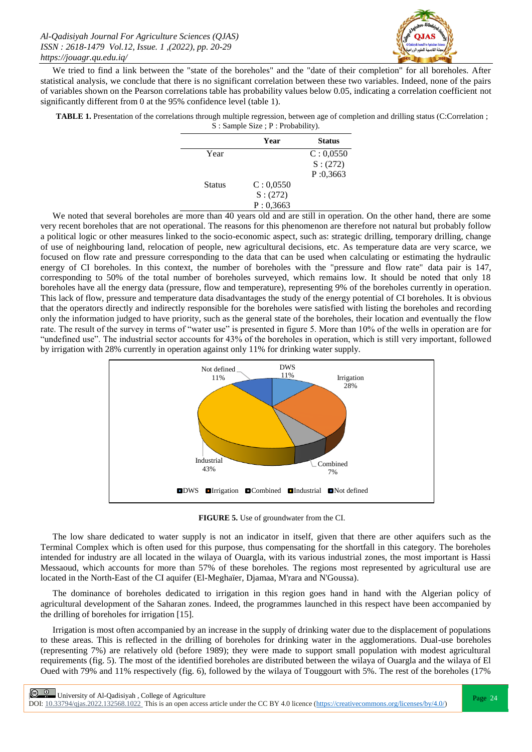We tried to find a link between the "state of the boreholes" and the "date of their completion" for all boreholes. After statistical analysis, we conclude that there is no significant correlation between these two variables. Indeed, none of the pairs of variables shown on the Pearson correlations table has probability values below 0.05, indicating a correlation coefficient not significantly different from 0 at the 95% confidence level (table 1).

**TABLE 1.** Presentation of the correlations through multiple regression, between age of completion and drilling status (C:Correlation ; S : Sample Size ; P : Probability).

| | Year | Status |
|---|---|---|
| Year | | C : 0,0550<br>S : (272)<br>P :0,3663 |
| Status | C : 0,0550<br>S : (272)<br>P : 0,3663 | |

We noted that several boreholes are more than 40 years old and are still in operation. On the other hand, there are some very recent boreholes that are not operational. The reasons for this phenomenon are therefore not natural but probably follow a political logic or other measures linked to the socio-economic aspect, such as: strategic drilling, temporary drilling, change of use of neighbouring land, relocation of people, new agricultural decisions, etc. As temperature data are very scarce, we focused on flow rate and pressure corresponding to the data that can be used when calculating or estimating the hydraulic energy of CI boreholes. In this context, the number of boreholes with the "pressure and flow rate" data pair is 147, corresponding to 50% of the total number of boreholes surveyed, which remains low. It should be noted that only 18 boreholes have all the energy data (pressure, flow and temperature), representing 9% of the boreholes currently in operation. This lack of flow, pressure and temperature data disadvantages the study of the energy potential of CI boreholes. It is obvious that the operators directly and indirectly responsible for the boreholes were satisfied with listing the boreholes and recording only the information judged to have priority, such as the general state of the boreholes, their location and eventually the flow rate. The result of the survey in terms of "water use" is presented in figure 5. More than 10% of the wells in operation are for "undefined use". The industrial sector accounts for 43% of the boreholes in operation, which is still very important, followed by irrigation with 28% currently in operation against only 11% for drinking water supply.

**FIGURE 5.** Use of groundwater from the CI.

The low share dedicated to water supply is not an indicator in itself, given that there are other aquifers such as the Terminal Complex which is often used for this purpose, thus compensating for the shortfall in this category. The boreholes intended for industry are all located in the wilaya of Ouargla, with its various industrial zones, the most important is Hassi Messaoud, which accounts for more than 57% of these boreholes. The regions most represented by agricultural use are located in the North-East of the CI aquifer (El-Meghaïer, Djamaa, M'rara and N'Goussa).

The dominance of boreholes dedicated to irrigation in this region goes hand in hand with the Algerian policy of agricultural development of the Saharan zones. Indeed, the programmes launched in this respect have been accompanied by the drilling of boreholes for irrigation [15].

Irrigation is most often accompanied by an increase in the supply of drinking water due to the displacement of populations to these areas. This is reflected in the drilling of boreholes for drinking water in the agglomerations. Dual-use boreholes (representing 7%) are relatively old (before 1989); they were made to support small population with modest agricultural requirements (fig. 5). The most of the identified boreholes are distributed between the wilaya of Ouargla and the wilaya of El Oued with 79% and 11% respectively (fig. 6), followed by the wilaya of Touggourt with 5%. The rest of the boreholes (17%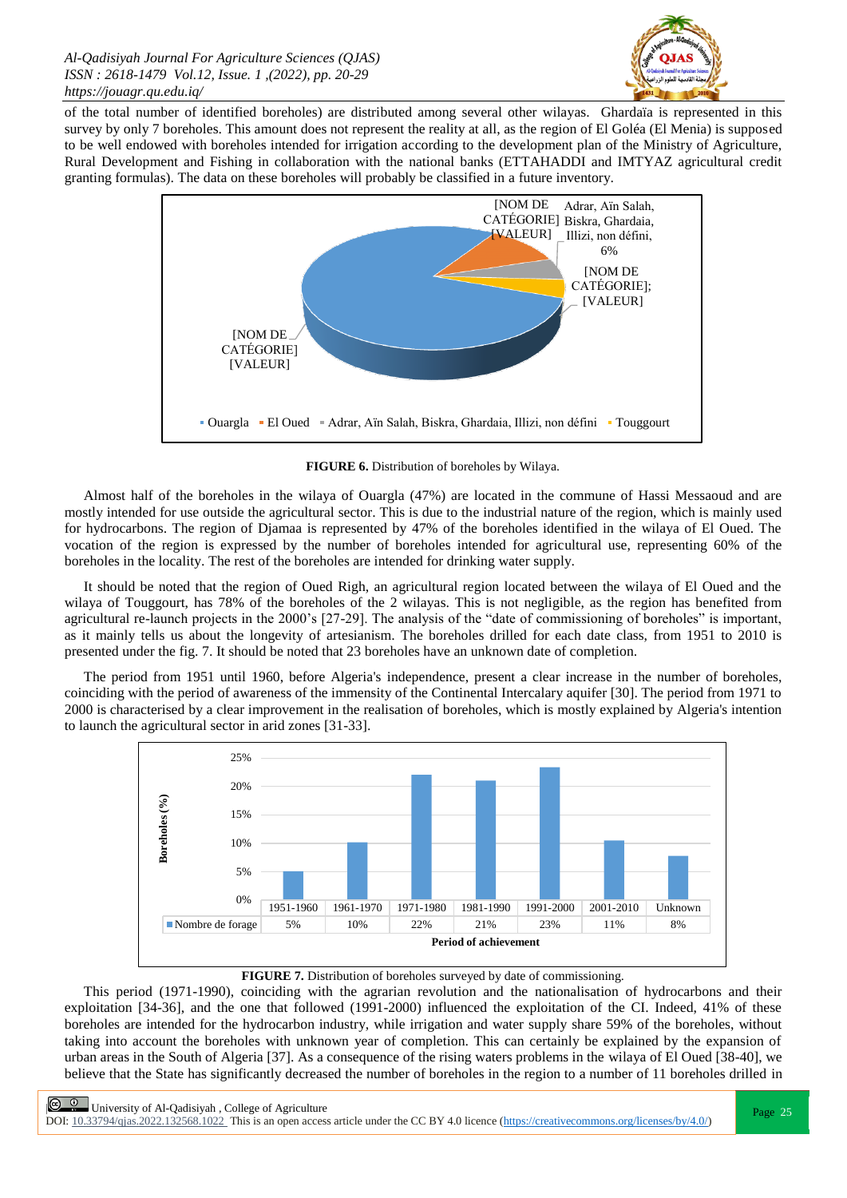of the total number of identified boreholes) are distributed among several other wilayas. Ghardaïa is represented in this survey by only 7 boreholes. This amount does not represent the reality at all, as the region of El Goléa (El Menia) is supposed to be well endowed with boreholes intended for irrigation according to the development plan of the Ministry of Agriculture, Rural Development and Fishing in collaboration with the national banks (ETTAHADDI and IMTYAZ agricultural credit granting formulas). The data on boreholes will probably be classified in a future inventory.

**FIGURE 6.** Distribution of boreholes by Wilaya.

Almost half of the boreholes in the wilaya of Ouargla (47%) are located in the commune of Hassi Messaoud and are mostly intended for use outside the agricultural sector. This is due to the industrial nature of the region, which is mainly used for hydrocarbons. The region of Djamaa is represented by 47% of the boreholes identified in the wilaya of El Oued. The vocation of the region is expressed by the number of boreholes intended for agricultural use, representing 60% of the boreholes in the locality. The rest of the boreholes are intended for drinking water supply.

It should be noted that the region of Oued Righ, an agricultural region located between the wilaya of El Oued and the wilaya of Touggourt, has 78% of the boreholes of the 2 wilayas. This is not negligible, as the region has benefited from agricultural re-launch projects in the 2000's [27-29]. The analysis of the "date of commissioning of boreholes" is important, as it mainly tells us about the longevity of artesianism. The boreholes drilled for each date class, from 1951 to 2010 is presented under the fig. 7. It should be noted that 23 boreholes have an unknown date of completion.

The period from 1951 until 1960, before Algeria's independence, present a clear increase in the number of boreholes, coinciding with the period of awareness of the immensity of the Continental Intercalary aquifer [30]. The period from 1971 to 2000 is characterised by a clear improvement in the realisation of boreholes, which is mostly explained by Algeria's intention to launch the agricultural sector in arid zones [31-33].

| Period of achievement | 1951-1960 | 1961-1970 | 1971-1980 | 1981-1990 | 1991-2000 | 2001-2010 | Unknown |
|---|---|---|---|---|---|---|---|
| Nombre de forage | 5% | 10% | 22% | 21% | 23% | 11% | 8% |

**FIGURE 7.** Distribution of boreholes surveyed by date of commissioning.

This period (1971-1990), coinciding with the agrarian revolution and the nationalisation of hydrocarbons and their exploitation [34-36], and the one that followed (1991-2000) influenced the exploitation of the CI. Indeed, 41% of these boreholes are intended for the hydrocarbon industry, while irrigation and water supply share 59% of the boreholes, without taking into account the boreholes with unknown year of completion. This can certainly be explained by the expansion of urban areas in the South of Algeria [37]. As a consequence of the rising waters problems in the wilaya of El Oued [38-40], we believe that the State has significantly decreased the number of boreholes in the region to a number of 11 boreholes drilled in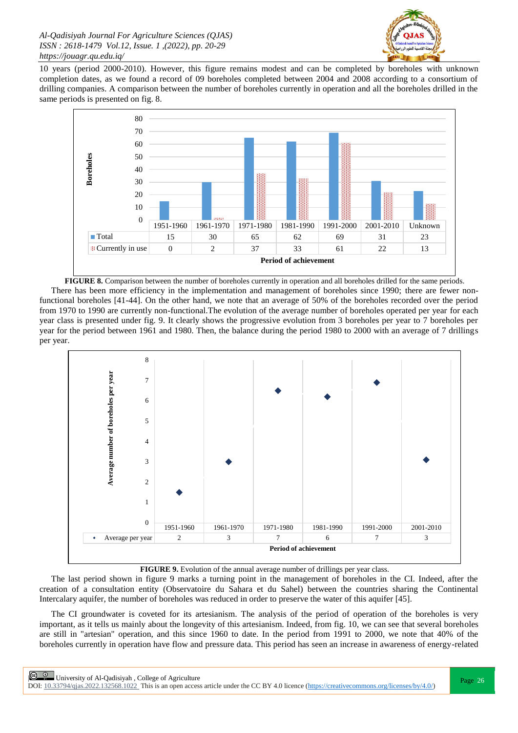10 years (period 2000-2010). However, this figure remains modest and can be completed by boreholes with unknown completion dates, as we found a record of 09 boreholes completed between 2004 and 2008 according to a consortium of drilling companies. A comparison between the number of boreholes currently in operation and all the boreholes drilled in the same periods is presented on fig. 8.

| Period of achievement | 1951-1960 | 1961-1970 | 1971-1980 | 1981-1990 | 1991-2000 | 2001-2010 | Unknown |
|---|---|---|---|---|---|---|---|
| Total | 15 | 30 | 65 | 62 | 69 | 31 | 23 |
| Currently in use | 0 | 2 | 37 | 33 | 61 | 22 | 13 |

**FIGURE 8.** Comparison between the number of boreholes currently in operation and all boreholes drilled for the same periods.

There has been more efficiency in the implementation and management of boreholes since 1990; there are fewer non-functional boreholes [41-44]. On the other hand, we note that an average of 50% of the boreholes recorded over the period from 1970 to 1990 are currently non-functional.The evolution of the average number of boreholes operated per year for each year class is presented under fig. 9. It clearly shows the progressive evolution from 3 boreholes per year to 7 boreholes per year for the period between 1961 and 1980. Then, the balance during the period 1980 to 2000 with an average of 7 drillings per year.

| Period of achievement | 1951-1960 | 1961-1970 | 1971-1980 | 1981-1990 | 1991-2000 | 2001-2010 |
|---|---|---|---|---|---|---|
| Average per year | 2 | 3 | 7 | 6 | 7 | 3 |

**FIGURE 9.** Evolution of the annual average number of drillings per year class.

The last period shown in figure 9 marks a turning point in the management of boreholes in the CI. Indeed, after the creation of a consultation entity (Observatoire du Sahara et du Sahel) between the countries sharing the Continental Intercalary aquifer, the number of boreholes was reduced in order to preserve the water of this aquifer [45].

The CI groundwater is coveted for its artesianism. The analysis of the period of operation of the boreholes is very important, as it tells us mainly about the longevity of this artesianism. Indeed, from fig. 10, we can see that several boreholes are still in "artesian" operation, and this since 1960 to date. In the period from 1991 to 2000, we note that 40% of the boreholes currently in operation have flow and pressure data. This period has seen an increase in awareness of energy-related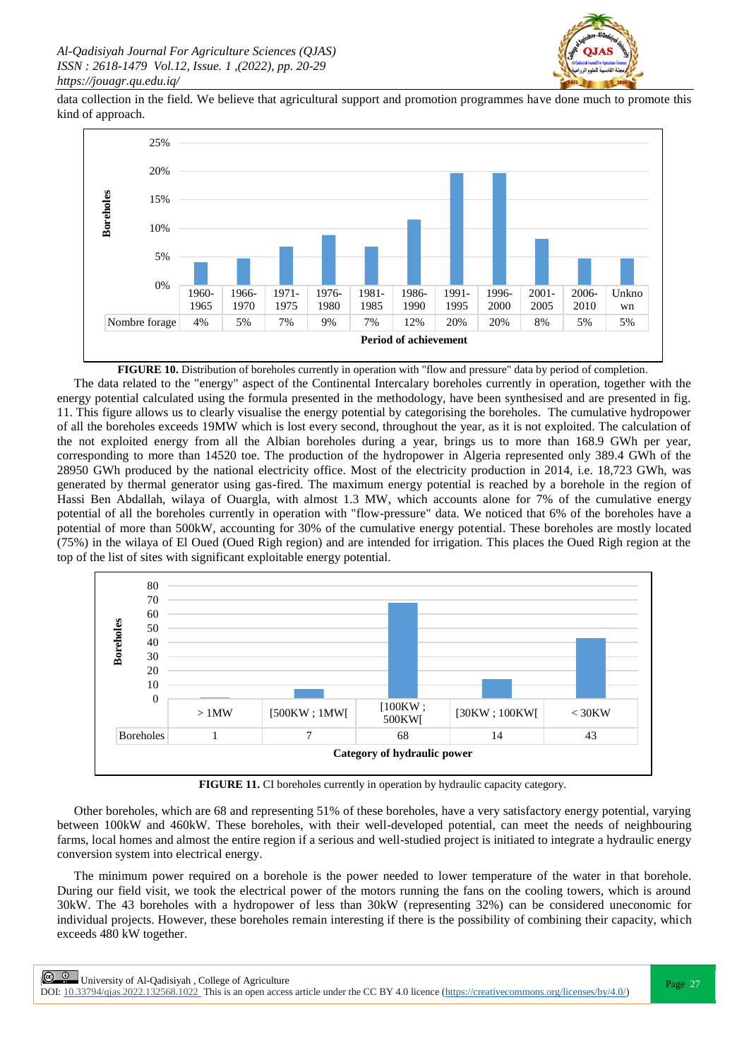data collection in the field. We believe that agricultural support and promotion programmes have done much to promote this kind of approach.

| | 1960-1965 | 1966-1970 | 1971-1975 | 1976-1980 | 1981-1985 | 1986-1990 | 1991-1995 | 1996-2000 | 2001-2005 | 2006-2010 | Unknown |
|---|---|---|---|---|---|---|---|---|---|---|---|
| Nombre forage | 4% | 5% | 7% | 9% | 7% | 12% | 20% | 20% | 8% | 5% | 5% |

**FIGURE 10.** Distribution of boreholes currently in operation with "flow and pressure" data by period of completion.

The data related to the "energy" aspect of the Continental Intercalary boreholes currently in operation, together with the energy potential calculated using the formula presented in the methodology, have been synthesised and are presented in fig. 11. This figure allows us to clearly visualise the energy potential by categorising the boreholes. The cumulative hydropower of all the boreholes exceeds 19MW which is lost every second, throughout the year, as it is not exploited. The calculation of the not exploited energy from all the Albian boreholes during a year, brings us to more than 168.9 GWh per year, corresponding to more than 14520 toe. The production of the hydropower in Algeria represented only 389.4 GWh of the 28950 GWh produced by the national electricity office. Most of the electricity production in 2014, i.e. 18,723 GWh, was generated by thermal generator using gas-fired. The maximum energy potential is reached by a borehole in the region of Hassi Ben Abdallah, wilaya of Ouargla, with almost 1.3 MW, which accounts alone for 7% of the cumulative energy potential of all the boreholes currently in operation with "flow-pressure" data. We noticed that 6% of the boreholes have a potential of more than 500kW, accounting for 30% of the cumulative energy potential. These boreholes are mostly located (75%) in the wilaya of El Oued (Oued Righ region) and are intended for irrigation. This places the Oued Righ region at the top of the list of sites with significant exploitable energy potential.

| | > 1MW | [500KW ; 1MW[ | [100KW ; 500KW[ | [30KW ; 100KW[ | < 30KW |
|---|---|---|---|---|---|
| Boreholes | 1 | 7 | 68 | 14 | 43 |

**FIGURE 11.** CI boreholes currently in operation by hydraulic capacity category.

Other boreholes, which are 68 and representing 51% of these boreholes, have a very satisfactory energy potential, varying between 100kW and 460kW. These boreholes, with their well-developed potential, can meet the needs of neighbouring farms, local homes and almost the entire region if a serious and well-studied project is initiated to integrate a hydraulic energy conversion system into electrical energy.

The minimum power required on a borehole is the power needed to lower temperature of the water in that borehole. During our field visit, we took the electrical power of the motors running the fans on the cooling towers, which is around 30kW. The 43 boreholes with a hydropower of less than 30kW (representing 32%) can be considered uneconomic for individual projects. However, these boreholes remain interesting if there is the possibility of combining their capacity, which exceeds 480 kW together.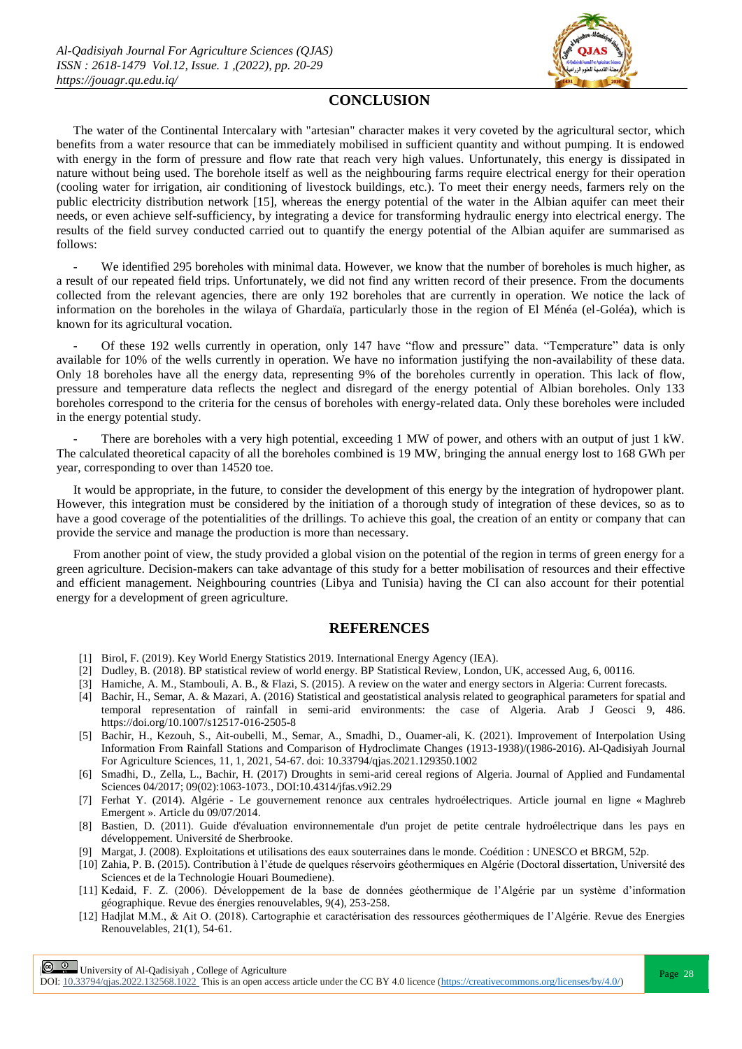## CONCLUSION

The water of the Continental Intercalary with "artesian" character makes it very coveted by the agricultural sector, which benefits from a water resource that can be immediately mobilised in sufficient quantity and without pumping. It is endowed with energy in the form of pressure and flow rate that reach very high values. Unfortunately, this energy is dissipated in nature without being used. The borehole itself as well as the neighbouring farms require electrical energy for their operation (cooling water for irrigation, air conditioning of livestock buildings, etc.). To meet their energy needs, farmers rely on the public electricity distribution network [15], whereas the energy potential of the water in the Albian aquifer can meet their needs, or even achieve self-sufficiency, by integrating a device for transforming hydraulic energy into electrical energy. The results of the field survey conducted carried out to quantify the energy potential of the Albian aquifer are summarised as follows:

- We identified 295 boreholes with minimal data. However, we know that the number of boreholes is much higher, as a result of our repeated field trips. Unfortunately, we did not find any written record of their presence. From the documents collected from the relevant agencies, there are only 192 boreholes that are currently in operation. We notice the lack of information on the boreholes in the wilaya of Ghardaïa, particularly those in the region of El Ménéa (el-Goléa), which is known for its agricultural vocation.

- Of these 192 wells currently in operation, only 147 have "flow and pressure" data. "Temperature" data is only available for 10% of the wells currently in operation. We have no information justifying the non-availability of these data. Only 18 boreholes have all the energy data, representing 9% of the boreholes currently in operation. This lack of flow, pressure and temperature data reflects the neglect and disregard of the energy potential of Albian boreholes. Only 133 boreholes correspond to the criteria for the census of boreholes with energy-related data. Only these boreholes were included in the energy potential study.

- There are boreholes with a very high potential, exceeding 1 MW of power, and others with an output of just 1 kW. The calculated theoretical capacity of all the boreholes combined is 19 MW, bringing the annual energy lost to 168 GWh per year, corresponding to over than 14520 toe.

It would be appropriate, in the future, to consider the development of this energy by the integration of hydropower plant. However, this integration must be considered by the initiation of a thorough study of integration of these devices, so as to have a good coverage of the potentialities of the drillings. To achieve this goal, the creation of an entity or company that can provide the service and manage the production is more than necessary.

From another point of view, the study provided a global vision on the potential of the region in terms of green energy for a green agriculture. Decision-makers can take advantage of this study for a better mobilisation of resources and their effective and efficient management. Neighbouring countries (Libya and Tunisia) having the CI can also account for their potential energy for a development of green agriculture.

## REFERENCES

[1] Birol, F. (2019). Key World Energy Statistics 2019. International Energy Agency (IEA).

[2] Dudley, B. (2018). BP statistical review of world energy. BP Statistical Review, London, UK, accessed Aug, 6, 00116.

[3] Hamiche, A. M., Stambouli, A. B., & Flazi, S. (2015). A review on the water and energy sectors in Algeria: Current forecasts.

[4] Bachir, H., Semar, A. & Mazari, A. (2016) Statistical and geostatistical analysis related to geographical parameters for spatial and temporal representation of rainfall in semi-arid environments: the case of Algeria. Arab J Geosci 9, 486. https://doi.org/10.1007/s12517-016-2505-8

[5] Bachir, H., Kezouh, S., Ait-oubelli, M., Semar, A., Smadhi, D., Ouamer-ali, K. (2021). Improvement of Interpolation Using Information From Rainfall Stations and Comparison of Hydroclimate Changes (1913-1938)/(1986-2016). Al-Qadisiyah Journal For Agriculture Sciences, 11, 1, 2021, 54-67. doi: 10.33794/qjas.2021.129350.1002

[6] Smadhi, D., Zella, L., Bachir, H. (2017) Droughts in semi-arid cereal regions of Algeria. Journal of Applied and Fundamental Sciences 04/2017; 09(02):1063-1073., DOI:10.4314/jfas.v9i2.29

[7] Ferhat Y. (2014). Algérie - Le gouvernement renonce aux centrales hydroélectriques. Article journal en ligne « Maghreb Emergent ». Article du 09/07/2014.

[8] Bastien, D. (2011). Guide d'évaluation environnementale d'un projet de petite centrale hydroélectrique dans les pays en développement. Université de Sherbrooke.

[9] Margat, J. (2008). Exploitations et utilisations des eaux souterraines dans le monde. Coédition : UNESCO et BRGM, 52p.

[10] Zahia, P. B. (2015). Contribution à l'étude de quelques réservoirs géothermiques en Algérie (Doctoral dissertation, Université des Sciences et de la Technologie Houari Boumediene).

[11] Kedaid, F. Z. (2006). Développement de la base de données géothermique de l'Algérie par un système d'information géographique. Revue des énergies renouvelables, 9(4), 253-258.

[12] Hadjlat M.M., & Ait O. (2018). Cartographie et caractérisation des ressources géothermiques de l'Algérie. Revue des Energies Renouvelables, 21(1), 54-61.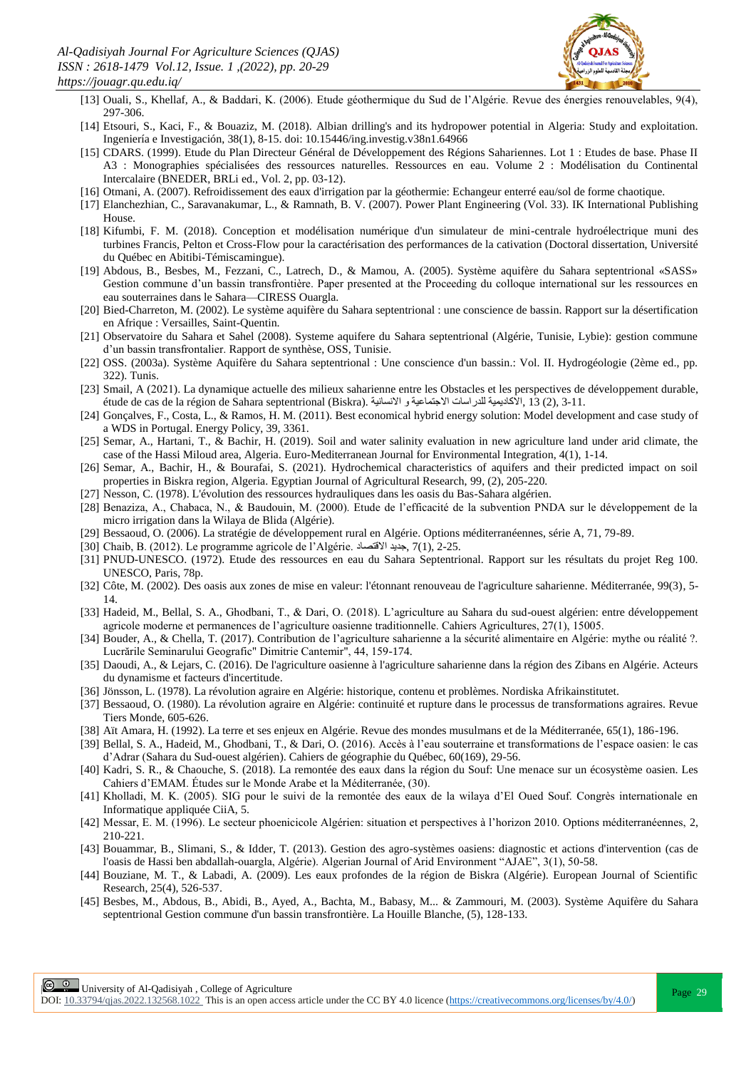[13] Ouali, S., Khellaf, A., & Baddari, K. (2006). Etude géothermique du Sud de l'Algérie. Revue des énergies renouvelables, 9(4), 297-306.

[14] Etsouri, S., Kaci, F., & Bouaziz, M. (2018). Albian drilling's and its hydropower potential in Algeria: Study and exploitation. Ingeniería e Investigación, 38(1), 8-15. doi: 10.15446/ing.investig.v38n1.64966

[15] CDARS. (1999). Etude du Plan Directeur Général de Développement des Régions Sahariennes. Lot 1 : Etudes de base. Phase II A3 : Monographies spécialisées des ressources naturelles. Ressources en eau. Volume 2 : Modélisation du Continental Intercalaire (BNEDER, BRLi ed., Vol. 2, pp. 03-12).

[16] Otmani, A. (2007). Refroidissement des eaux d'irrigation par la géothermie: Echangeur enterré eau/sol de forme chaotique.

[17] Elanchezhian, C., Saravanakumar, L., & Ramnath, B. V. (2007). Power Plant Engineering (Vol. 33). IK International Publishing House.

[18] Kifumbi, F. M. (2018). Conception et modélisation numérique d'un simulateur de mini-centrale hydroélectrique muni des turbines Francis, Pelton et Cross-Flow pour la caractérisation des performances de la cativation (Doctoral dissertation, Université du Québec en Abitibi-Témiscamingue).

[19] Abdous, B., Besbes, M., Fezzani, C., Latrech, D., & Mamou, A. (2005). Système aquifère du Sahara septentrional «SASS» Gestion commune d'un bassin transfrontière. Paper presented at the Proceeding du colloque international sur les ressources en eau souterraines dans le Sahara—CIRESS Ouargla.

[20] Bied-Charreton, M. (2002). Le système aquifère du Sahara septentrional : une conscience de bassin. Rapport sur la désertification en Afrique : Versailles, Saint-Quentin.

[21] Observatoire du Sahara et Sahel (2008). Systeme aquifere du Sahara septentrional (Algérie, Tunisie, Lybie): gestion commune d'un bassin transfrontalier. Rapport de synthèse, OSS, Tunisie.

[22] OSS. (2003a). Système Aquifère du Sahara septentrional : Une conscience d'un bassin.: Vol. II. Hydrogéologie (2ème ed., pp. 322). Tunis.

[23] Smail, A (2021). La dynamique actuelle des milieux saharienne entre les Obstacles et les perspectives de développement durable, étude de cas de la région de Sahara septentrional (Biskra). الأكاديمية للدراسات الاجتماعية و الانسانية, 13 (2), 3-11.

[24] Gonçalves, F., Costa, L., & Ramos, H. M. (2011). Best economical hybrid energy solution: Model development and case study of a WDS in Portugal. Energy Policy, 39, 3361.

[25] Semar, A., Hartani, T., & Bachir, H. (2019). Soil and water salinity evaluation in new agriculture land under arid climate, the case of the Hassi Miloud area, Algeria. Euro-Mediterranean Journal for Environmental Integration, 4(1), 1-14.

[26] Semar, A., Bachir, H., & Bourafai, S. (2021). Hydrochemical characteristics of aquifers and their predicted impact on soil properties in Biskra region, Algeria. Egyptian Journal of Agricultural Research, 99, (2), 205-220.

[27] Nesson, C. (1978). L'évolution des ressources hydrauliques dans les oasis du Bas-Sahara algérien.

[28] Benaziza, A., Chabaca, N., & Baudouin, M. (2000). Etude de l'efficacité de la subvention PNDA sur le développement de la micro irrigation dans la Wilaya de Blida (Algérie).

[29] Bessaoud, O. (2006). La stratégie de développement rural en Algérie. Options méditerranéennes, série A, 71, 79-89.

[30] Chaib, B. (2012). Le programme agricole de l'Algérie. جديد الاقتصاد, 7(1), 2-25.

[31] PNUD-UNESCO. (1972). Etude des ressources en eau du Sahara Septentrional. Rapport sur les résultats du projet Reg 100. UNESCO, Paris, 78p.

[32] Côte, M. (2002). Des oasis aux zones de mise en valeur: l'étonnant renouveau de l'agriculture saharienne. Méditerranée, 99(3), 5-14.

[33] Hadeid, M., Bellal, S. A., Ghodbani, T., & Dari, O. (2018). L'agriculture au Sahara du sud-ouest algérien: entre développement agricole moderne et permanences de l'agriculture oasienne traditionnelle. Cahiers Agricultures, 27(1), 15005.

[34] Bouder, A., & Chella, T. (2017). Contribution de l'agriculture saharienne a la sécurité alimentaire en Algérie: mythe ou réalité ?. Lucrările Seminarului Geografic" Dimitrie Cantemir", 44, 159-174.

[35] Daoudi, A., & Lejars, C. (2016). De l'agriculture oasienne à l'agriculture saharienne dans la région des Zibans en Algérie. Acteurs du dynamisme et facteurs d'incertitude.

[36] Jönsson, L. (1978). La révolution agraire en Algérie: historique, contenu et problèmes. Nordiska Afrikainstitutet.

[37] Bessaoud, O. (1980). La révolution agraire en Algérie: continuité et rupture dans le processus de transformations agraires. Revue Tiers Monde, 605-626.

[38] Aït Amara, H. (1992). La terre et ses enjeux en Algérie. Revue des mondes musulmans et de la Méditerranée, 65(1), 186-196.

[39] Bellal, S. A., Hadeid, M., Ghodbani, T., & Dari, O. (2016). Accès à l'eau souterraine et transformations de l'espace oasien: le cas d'Adrar (Sahara du Sud-ouest algérien). Cahiers de géographie du Québec, 60(169), 29-56.

[40] Kadri, S. R., & Chaouche, S. (2018). La remontée des eaux dans la région du Souf: Une menace sur un écosystème oasien. Les Cahiers d'EMAM. Études sur le Monde Arabe et la Méditerranée, (30).

[41] Kholladi, M. K. (2005). SIG pour le suivi de la remontée des eaux de la wilaya d'El Oued Souf. Congrès internationale en Informatique appliquée CiiA, 5.

[42] Messar, E. M. (1996). Le secteur phoenicicole Algérien: situation et perspectives à l'horizon 2010. Options méditerranéennes, 2, 210-221.

[43] Bouammar, B., Slimani, S., & Idder, T. (2013). Gestion des agro-systèmes oasiens: diagnostic et actions d'intervention (cas de l'oasis de Hassi ben abdallah-ouargla, Algérie). Algerian Journal of Arid Environment "AJAE", 3(1), 50-58.

[44] Bouziane, M. T., & Labadi, A. (2009). Les eaux profondes de la région de Biskra (Algérie). European Journal of Scientific Research, 25(4), 526-537.

[45] Besbes, M., Abdous, B., Abidi, B., Ayed, A., Bachta, M., Babasy, M... & Zammouri, M. (2003). Système Aquifère du Sahara septentrional Gestion commune d'un bassin transfrontière. La Houille Blanche, (5), 128-133.